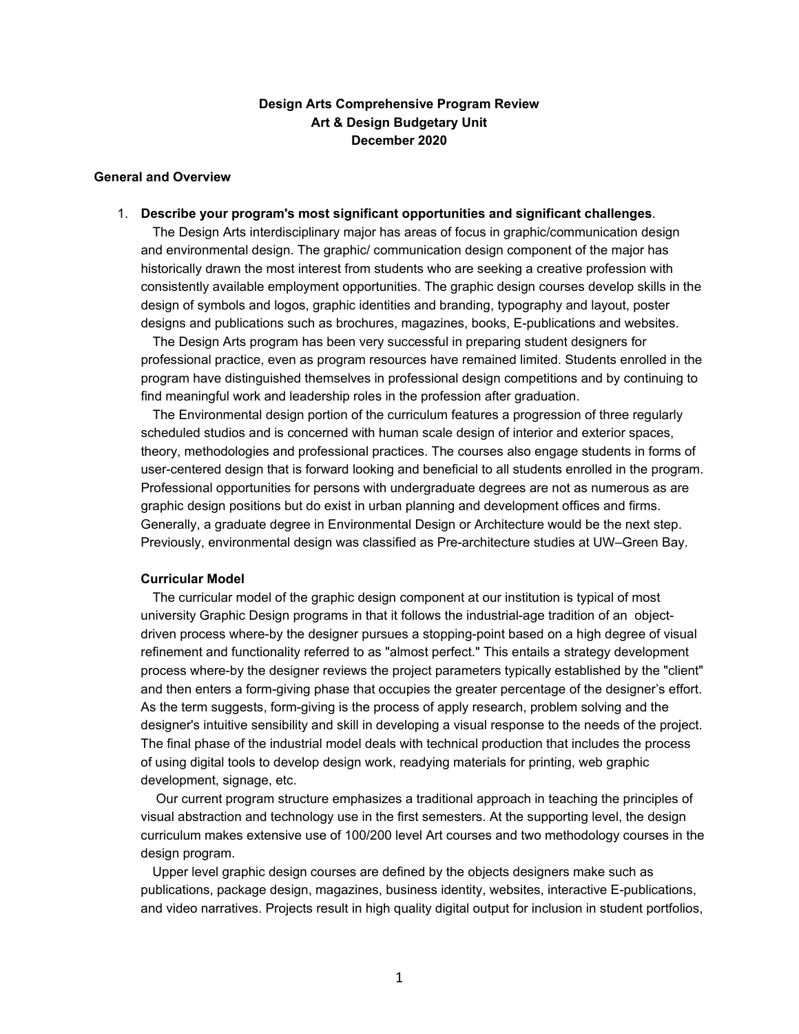**Design Arts Comprehensive Program Review**
**Art & Design Budgetary Unit**
**December 2020**

## General and Overview

1. **Describe your program's most significant opportunities and significant challenges**.

   The Design Arts interdisciplinary major has areas of focus in graphic/communication design and environmental design. The graphic/ communication design component of the major has historically drawn the most interest from students who are seeking a creative profession with consistently available employment opportunities. The graphic design courses develop skills in the design of symbols and logos, graphic identities and branding, typography and layout, poster designs and publications such as brochures, magazines, books, E-publications and websites.

   The Design Arts program has been very successful in preparing student designers for professional practice, even as program resources have remained limited. Students enrolled in the program have distinguished themselves in professional design competitions and by continuing to find meaningful work and leadership roles in the profession after graduation.

   The Environmental design portion of the curriculum features a progression of three regularly scheduled studios and is concerned with human scale design of interior and exterior spaces, theory, methodologies and professional practices. The courses also engage students in forms of user-centered design that is forward looking and beneficial to all students enrolled in the program. Professional opportunities for persons with undergraduate degrees are not as numerous as are graphic design positions but do exist in urban planning and development offices and firms. Generally, a graduate degree in Environmental Design or Architecture would be the next step. Previously, environmental design was classified as Pre-architecture studies at UW–Green Bay.

   **Curricular Model**

   The curricular model of the graphic design component at our institution is typical of most university Graphic Design programs in that it follows the industrial-age tradition of an object-driven process where-by the designer pursues a stopping-point based on a high degree of visual refinement and functionality referred to as "almost perfect." This entails a strategy development process where-by the designer reviews the project parameters typically established by the "client" and then enters a form-giving phase that occupies the greater percentage of the designer's effort. As the term suggests, form-giving is the process of apply research, problem solving and the designer's intuitive sensibility and skill in developing a visual response to the needs of the project. The final phase of the industrial model deals with technical production that includes the process of using digital tools to develop design work, readying materials for printing, web graphic development, signage, etc.

   Our current program structure emphasizes a traditional approach in teaching the principles of visual abstraction and technology use in the first semesters. At the supporting level, the design curriculum makes extensive use of 100/200 level Art courses and two methodology courses in the design program.

   Upper level graphic design courses are defined by the objects designers make such as publications, package design, magazines, business identity, websites, interactive E-publications, and video narratives. Projects result in high quality digital output for inclusion in student portfolios,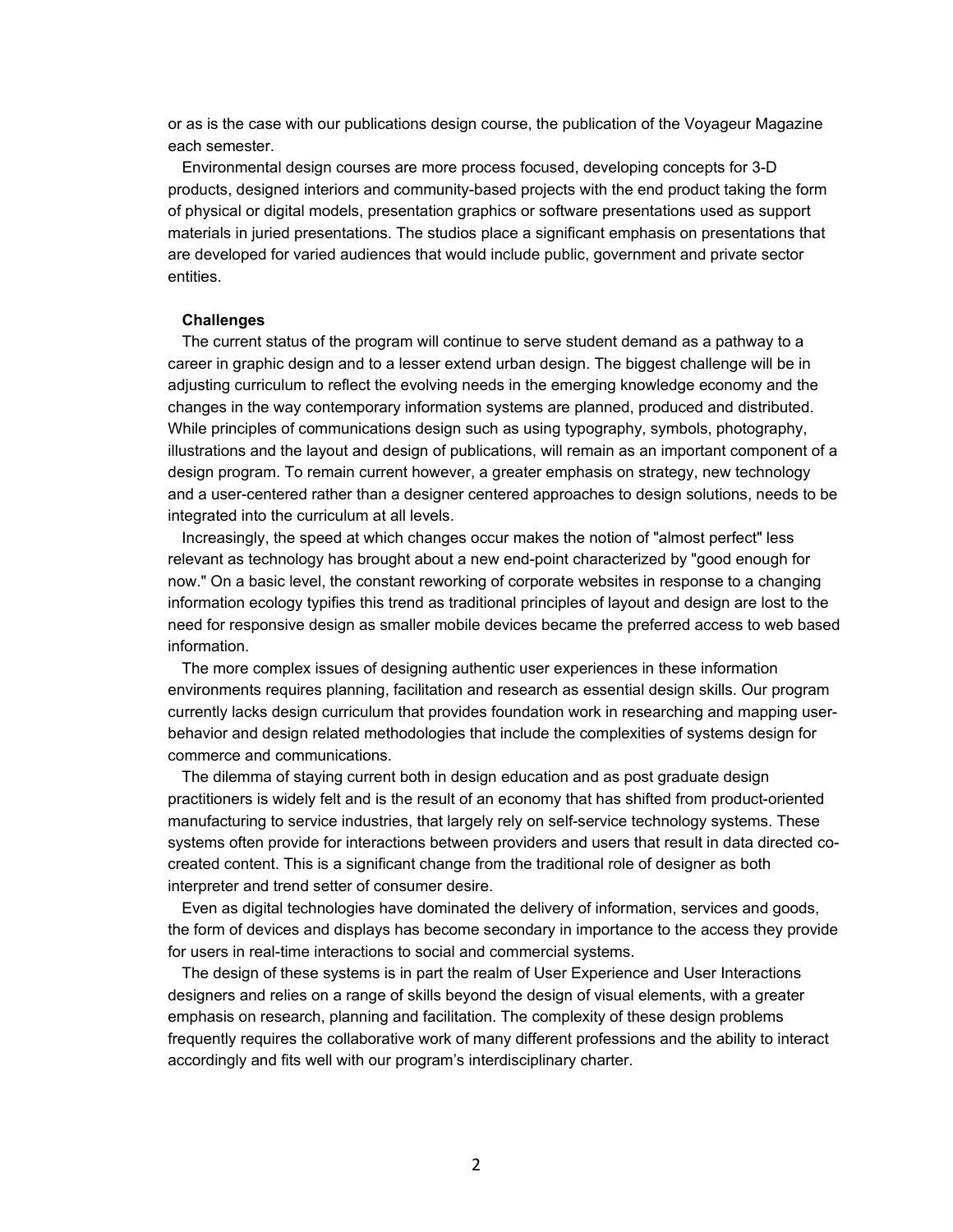or as is the case with our publications design course, the publication of the Voyageur Magazine each semester.

Environmental design courses are more process focused, developing concepts for 3-D products, designed interiors and community-based projects with the end product taking the form of physical or digital models, presentation graphics or software presentations used as support materials in juried presentations. The studios place a significant emphasis on presentations that are developed for varied audiences that would include public, government and private sector entities.

**Challenges**

The current status of the program will continue to serve student demand as a pathway to a career in graphic design and to a lesser extend urban design. The biggest challenge will be in adjusting curriculum to reflect the evolving needs in the emerging knowledge economy and the changes in the way contemporary information systems are planned, produced and distributed. While principles of communications design such as using typography, symbols, photography, illustrations and the layout and design of publications, will remain as an important component of a design program. To remain current however, a greater emphasis on strategy, new technology and a user-centered rather than a designer centered approaches to design solutions, needs to be integrated into the curriculum at all levels.

Increasingly, the speed at which changes occur makes the notion of "almost perfect" less relevant as technology has brought about a new end-point characterized by "good enough for now." On a basic level, the constant reworking of corporate websites in response to a changing information ecology typifies this trend as traditional principles of layout and design are lost to the need for responsive design as smaller mobile devices became the preferred access to web based information.

The more complex issues of designing authentic user experiences in these information environments requires planning, facilitation and research as essential design skills. Our program currently lacks design curriculum that provides foundation work in researching and mapping user-behavior and design related methodologies that include the complexities of systems design for commerce and communications.

The dilemma of staying current both in design education and as post graduate design practitioners is widely felt and is the result of an economy that has shifted from product-oriented manufacturing to service industries, that largely rely on self-service technology systems. These systems often provide for interactions between providers and users that result in data directed co-created content. This is a significant change from the traditional role of designer as both interpreter and trend setter of consumer desire.

Even as digital technologies have dominated the delivery of information, services and goods, the form of devices and displays has become secondary in importance to the access they provide for users in real-time interactions to social and commercial systems.

The design of these systems is in part the realm of User Experience and User Interactions designers and relies on a range of skills beyond the design of visual elements, with a greater emphasis on research, planning and facilitation. The complexity of these design problems frequently requires the collaborative work of many different professions and the ability to interact accordingly and fits well with our program's interdisciplinary charter.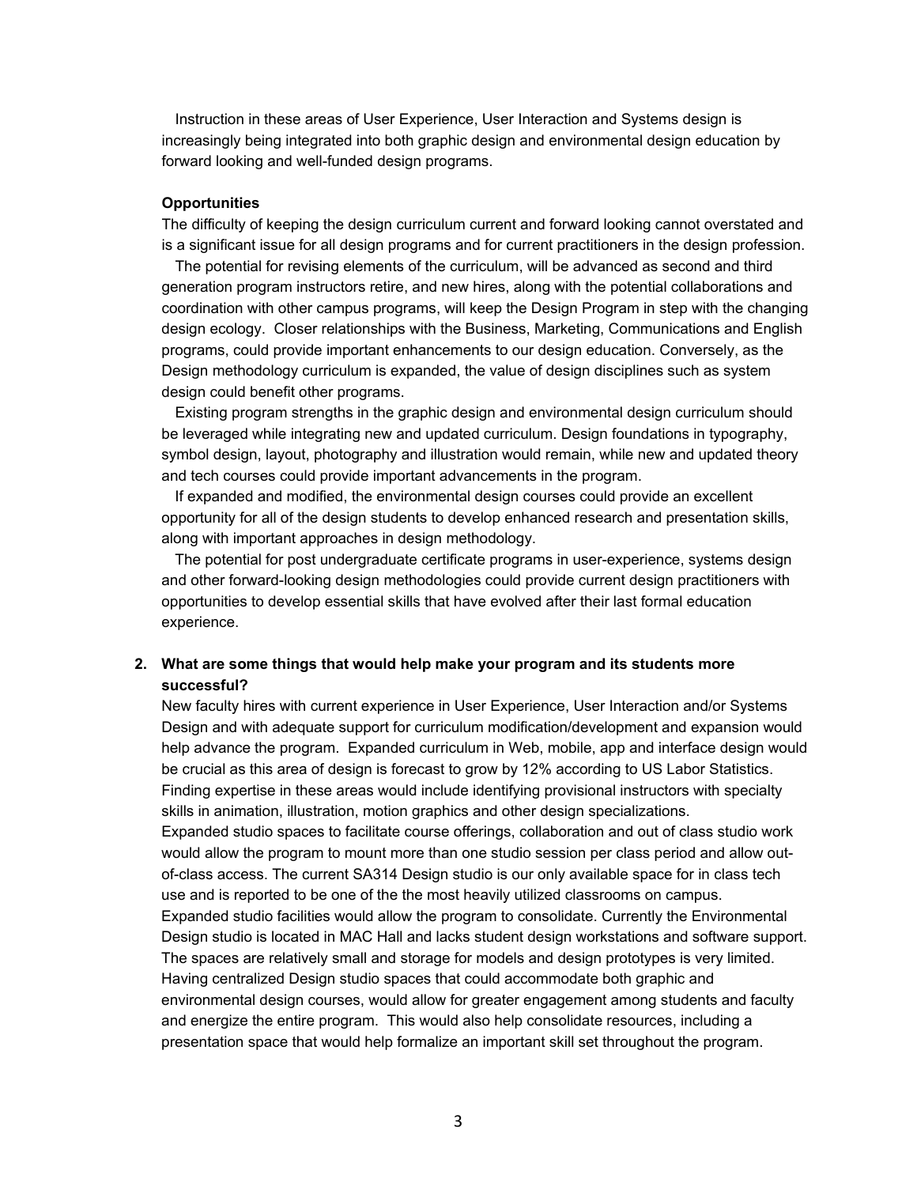Instruction in these areas of User Experience, User Interaction and Systems design is increasingly being integrated into both graphic design and environmental design education by forward looking and well-funded design programs.

**Opportunities**

The difficulty of keeping the design curriculum current and forward looking cannot overstated and is a significant issue for all design programs and for current practitioners in the design profession.

The potential for revising elements of the curriculum, will be advanced as second and third generation program instructors retire, and new hires, along with the potential collaborations and coordination with other campus programs, will keep the Design Program in step with the changing design ecology. Closer relationships with the Business, Marketing, Communications and English programs, could provide important enhancements to our design education. Conversely, as the Design methodology curriculum is expanded, the value of design disciplines such as system design could benefit other programs.

Existing program strengths in the graphic design and environmental design curriculum should be leveraged while integrating new and updated curriculum. Design foundations in typography, symbol design, layout, photography and illustration would remain, while new and updated theory and tech courses could provide important advancements in the program.

If expanded and modified, the environmental design courses could provide an excellent opportunity for all of the design students to develop enhanced research and presentation skills, along with important approaches in design methodology.

The potential for post undergraduate certificate programs in user-experience, systems design and other forward-looking design methodologies could provide current design practitioners with opportunities to develop essential skills that have evolved after their last formal education experience.

**2. What are some things that would help make your program and its students more successful?**

New faculty hires with current experience in User Experience, User Interaction and/or Systems Design and with adequate support for curriculum modification/development and expansion would help advance the program. Expanded curriculum in Web, mobile, app and interface design would be crucial as this area of design is forecast to grow by 12% according to US Labor Statistics. Finding expertise in these areas would include identifying provisional instructors with specialty skills in animation, illustration, motion graphics and other design specializations.

Expanded studio spaces to facilitate course offerings, collaboration and out of class studio work would allow the program to mount more than one studio session per class period and allow out-of-class access. The current SA314 Design studio is our only available space for in class tech use and is reported to be one of the the most heavily utilized classrooms on campus.

Expanded studio facilities would allow the program to consolidate. Currently the Environmental Design studio is located in MAC Hall and lacks student design workstations and software support. The spaces are relatively small and storage for models and design prototypes is very limited. Having centralized Design studio spaces that could accommodate both graphic and environmental design courses, would allow for greater engagement among students and faculty and energize the entire program. This would also help consolidate resources, including a presentation space that would help formalize an important skill set throughout the program.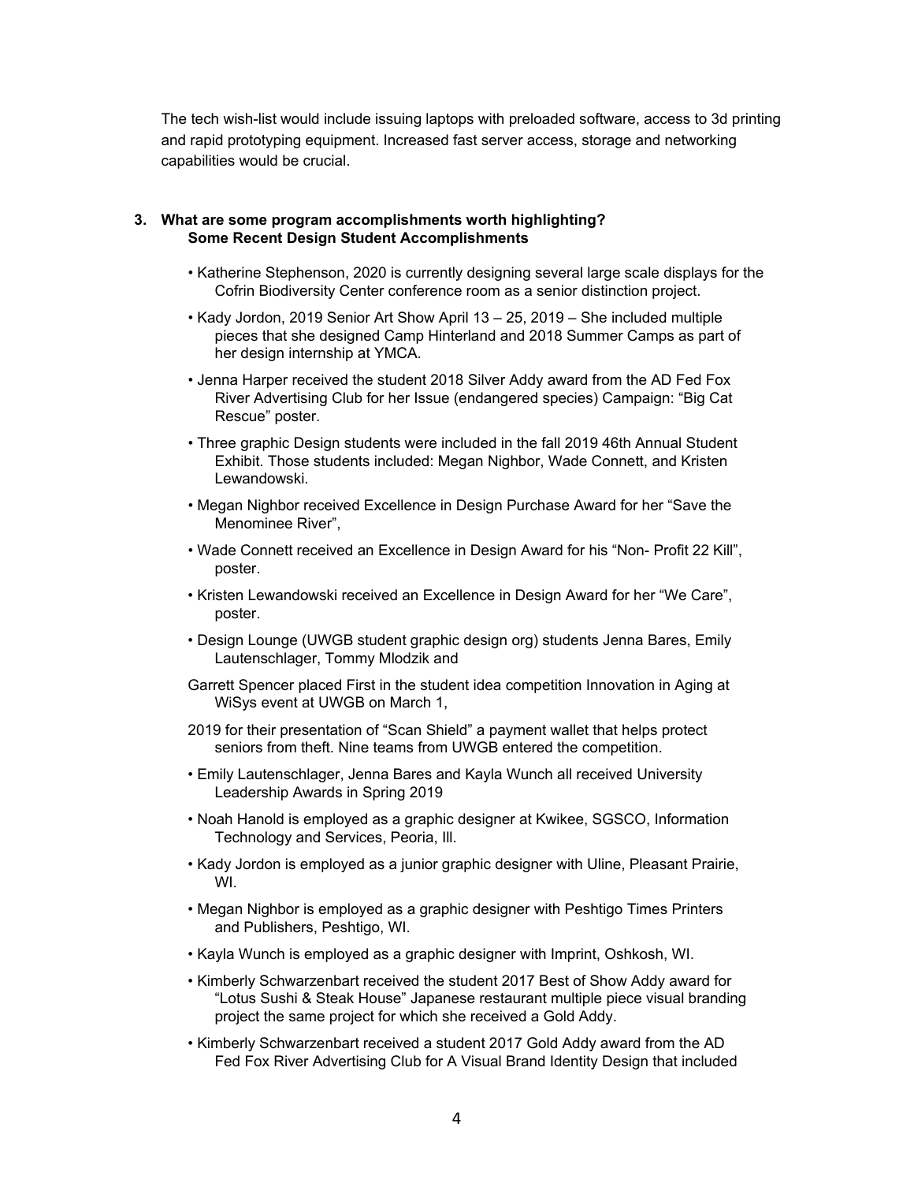The tech wish-list would include issuing laptops with preloaded software, access to 3d printing and rapid prototyping equipment. Increased fast server access, storage and networking capabilities would be crucial.

**3. What are some program accomplishments worth highlighting?**
**Some Recent Design Student Accomplishments**

- Katherine Stephenson, 2020 is currently designing several large scale displays for the Cofrin Biodiversity Center conference room as a senior distinction project.
- Kady Jordon, 2019 Senior Art Show April 13 – 25, 2019 – She included multiple pieces that she designed Camp Hinterland and 2018 Summer Camps as part of her design internship at YMCA.
- Jenna Harper received the student 2018 Silver Addy award from the AD Fed Fox River Advertising Club for her Issue (endangered species) Campaign: "Big Cat Rescue" poster.
- Three graphic Design students were included in the fall 2019 46th Annual Student Exhibit. Those students included: Megan Nighbor, Wade Connett, and Kristen Lewandowski.
- Megan Nighbor received Excellence in Design Purchase Award for her "Save the Menominee River",
- Wade Connett received an Excellence in Design Award for his "Non- Profit 22 Kill", poster.
- Kristen Lewandowski received an Excellence in Design Award for her "We Care", poster.
- Design Lounge (UWGB student graphic design org) students Jenna Bares, Emily Lautenschlager, Tommy Mlodzik and

Garrett Spencer placed First in the student idea competition Innovation in Aging at WiSys event at UWGB on March 1,

2019 for their presentation of "Scan Shield" a payment wallet that helps protect seniors from theft. Nine teams from UWGB entered the competition.

- Emily Lautenschlager, Jenna Bares and Kayla Wunch all received University Leadership Awards in Spring 2019
- Noah Hanold is employed as a graphic designer at Kwikee, SGSCO, Information Technology and Services, Peoria, Ill.
- Kady Jordon is employed as a junior graphic designer with Uline, Pleasant Prairie, WI.
- Megan Nighbor is employed as a graphic designer with Peshtigo Times Printers and Publishers, Peshtigo, WI.
- Kayla Wunch is employed as a graphic designer with Imprint, Oshkosh, WI.
- Kimberly Schwarzenbart received the student 2017 Best of Show Addy award for "Lotus Sushi & Steak House" Japanese restaurant multiple piece visual branding project the same project for which she received a Gold Addy.
- Kimberly Schwarzenbart received a student 2017 Gold Addy award from the AD Fed Fox River Advertising Club for A Visual Brand Identity Design that included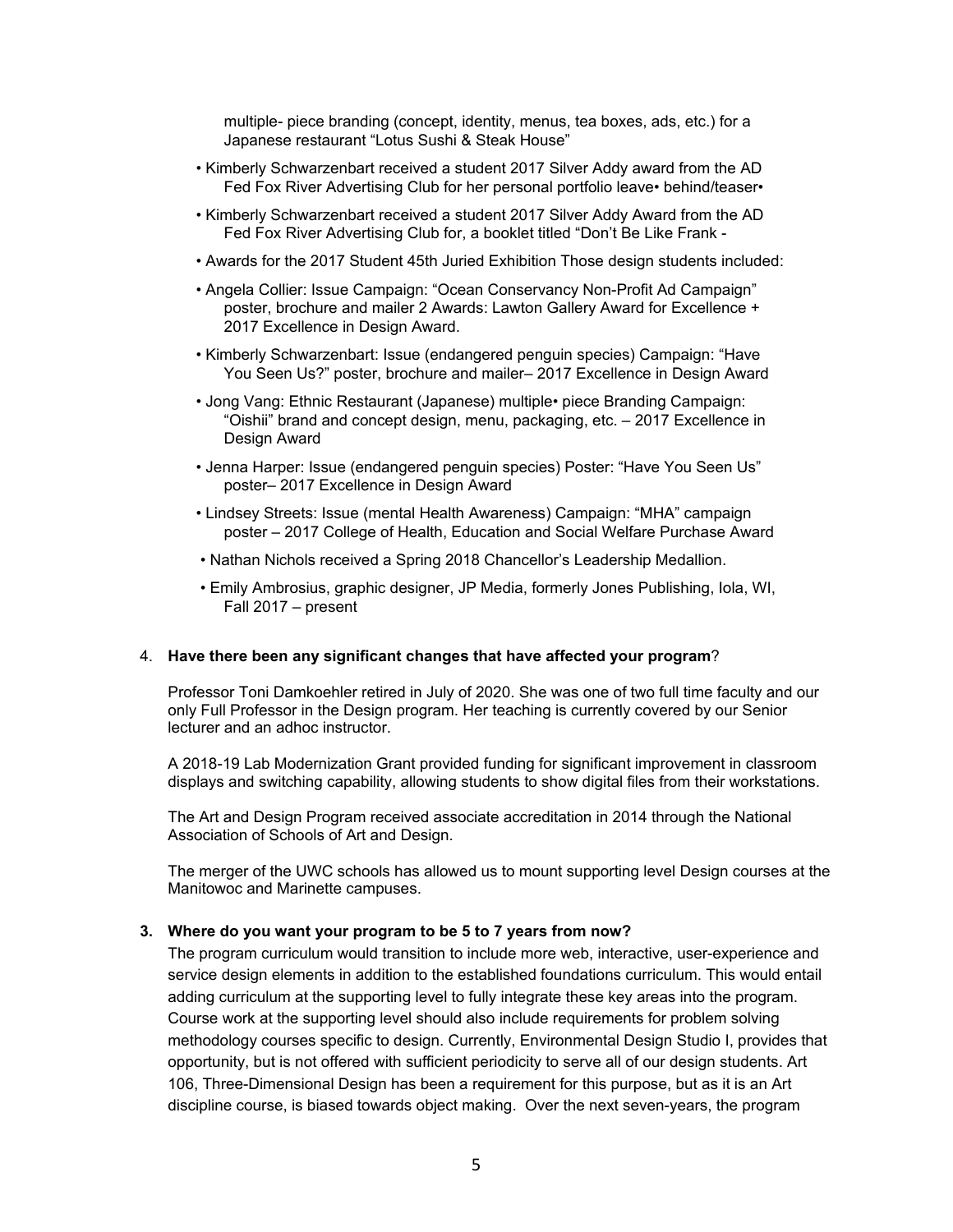multiple- piece branding (concept, identity, menus, tea boxes, ads, etc.) for a Japanese restaurant “Lotus Sushi & Steak House”

- Kimberly Schwarzenbart received a student 2017 Silver Addy award from the AD Fed Fox River Advertising Club for her personal portfolio leave• behind/teaser•
- Kimberly Schwarzenbart received a student 2017 Silver Addy Award from the AD Fed Fox River Advertising Club for, a booklet titled “Don’t Be Like Frank -
- Awards for the 2017 Student 45th Juried Exhibition Those design students included:
- Angela Collier: Issue Campaign: “Ocean Conservancy Non-Profit Ad Campaign” poster, brochure and mailer 2 Awards: Lawton Gallery Award for Excellence + 2017 Excellence in Design Award.
- Kimberly Schwarzenbart: Issue (endangered penguin species) Campaign: “Have You Seen Us?” poster, brochure and mailer– 2017 Excellence in Design Award
- Jong Vang: Ethnic Restaurant (Japanese) multiple• piece Branding Campaign: “Oishii” brand and concept design, menu, packaging, etc. – 2017 Excellence in Design Award
- Jenna Harper: Issue (endangered penguin species) Poster: “Have You Seen Us” poster– 2017 Excellence in Design Award
- Lindsey Streets: Issue (mental Health Awareness) Campaign: “MHA” campaign poster – 2017 College of Health, Education and Social Welfare Purchase Award
- Nathan Nichols received a Spring 2018 Chancellor’s Leadership Medallion.
- Emily Ambrosius, graphic designer, JP Media, formerly Jones Publishing, Iola, WI, Fall 2017 – present

4. **Have there been any significant changes that have affected your program**?

Professor Toni Damkoehler retired in July of 2020. She was one of two full time faculty and our only Full Professor in the Design program. Her teaching is currently covered by our Senior lecturer and an adhoc instructor.

A 2018-19 Lab Modernization Grant provided funding for significant improvement in classroom displays and switching capability, allowing students to show digital files from their workstations.

The Art and Design Program received associate accreditation in 2014 through the National Association of Schools of Art and Design.

The merger of the UWC schools has allowed us to mount supporting level Design courses at the Manitowoc and Marinette campuses.

3. **Where do you want your program to be 5 to 7 years from now?**

The program curriculum would transition to include more web, interactive, user-experience and service design elements in addition to the established foundations curriculum. This would entail adding curriculum at the supporting level to fully integrate these key areas into the program. Course work at the supporting level should also include requirements for problem solving methodology courses specific to design. Currently, Environmental Design Studio I, provides that opportunity, but is not offered with sufficient periodicity to serve all of our design students. Art 106, Three-Dimensional Design has been a requirement for this purpose, but as it is an Art discipline course, is biased towards object making. Over the next seven-years, the program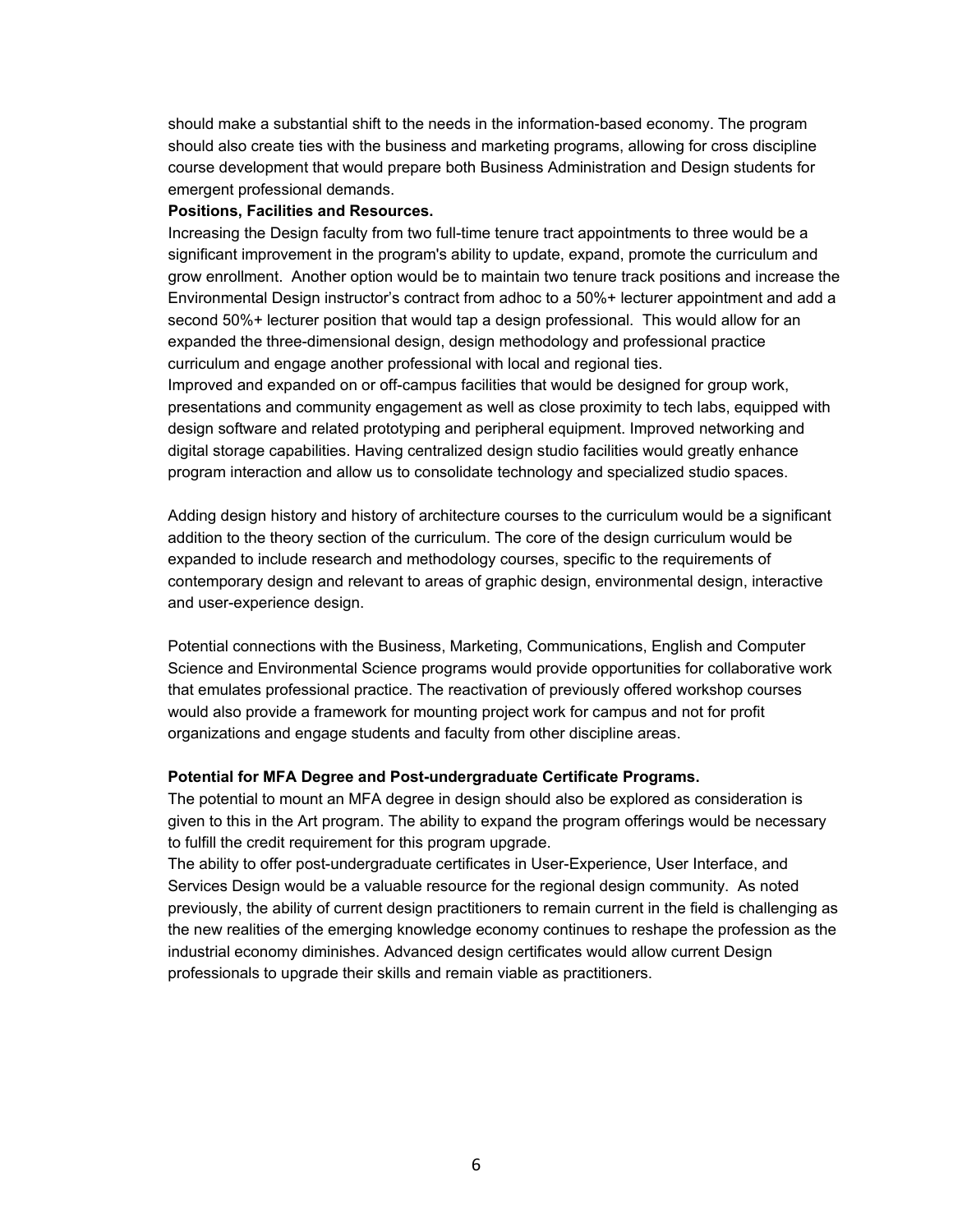should make a substantial shift to the needs in the information-based economy. The program should also create ties with the business and marketing programs, allowing for cross discipline course development that would prepare both Business Administration and Design students for emergent professional demands.

**Positions, Facilities and Resources.**

Increasing the Design faculty from two full-time tenure tract appointments to three would be a significant improvement in the program's ability to update, expand, promote the curriculum and grow enrollment. Another option would be to maintain two tenure track positions and increase the Environmental Design instructor's contract from adhoc to a 50%+ lecturer appointment and add a second 50%+ lecturer position that would tap a design professional. This would allow for an expanded the three-dimensional design, design methodology and professional practice curriculum and engage another professional with local and regional ties.

Improved and expanded on or off-campus facilities that would be designed for group work, presentations and community engagement as well as close proximity to tech labs, equipped with design software and related prototyping and peripheral equipment. Improved networking and digital storage capabilities. Having centralized design studio facilities would greatly enhance program interaction and allow us to consolidate technology and specialized studio spaces.

Adding design history and history of architecture courses to the curriculum would be a significant addition to the theory section of the curriculum. The core of the design curriculum would be expanded to include research and methodology courses, specific to the requirements of contemporary design and relevant to areas of graphic design, environmental design, interactive and user-experience design.

Potential connections with the Business, Marketing, Communications, English and Computer Science and Environmental Science programs would provide opportunities for collaborative work that emulates professional practice. The reactivation of previously offered workshop courses would also provide a framework for mounting project work for campus and not for profit organizations and engage students and faculty from other discipline areas.

**Potential for MFA Degree and Post-undergraduate Certificate Programs.**

The potential to mount an MFA degree in design should also be explored as consideration is given to this in the Art program. The ability to expand the program offerings would be necessary to fulfill the credit requirement for this program upgrade.

The ability to offer post-undergraduate certificates in User-Experience, User Interface, and Services Design would be a valuable resource for the regional design community. As noted previously, the ability of current design practitioners to remain current in the field is challenging as the new realities of the emerging knowledge economy continues to reshape the profession as the industrial economy diminishes. Advanced design certificates would allow current Design professionals to upgrade their skills and remain viable as practitioners.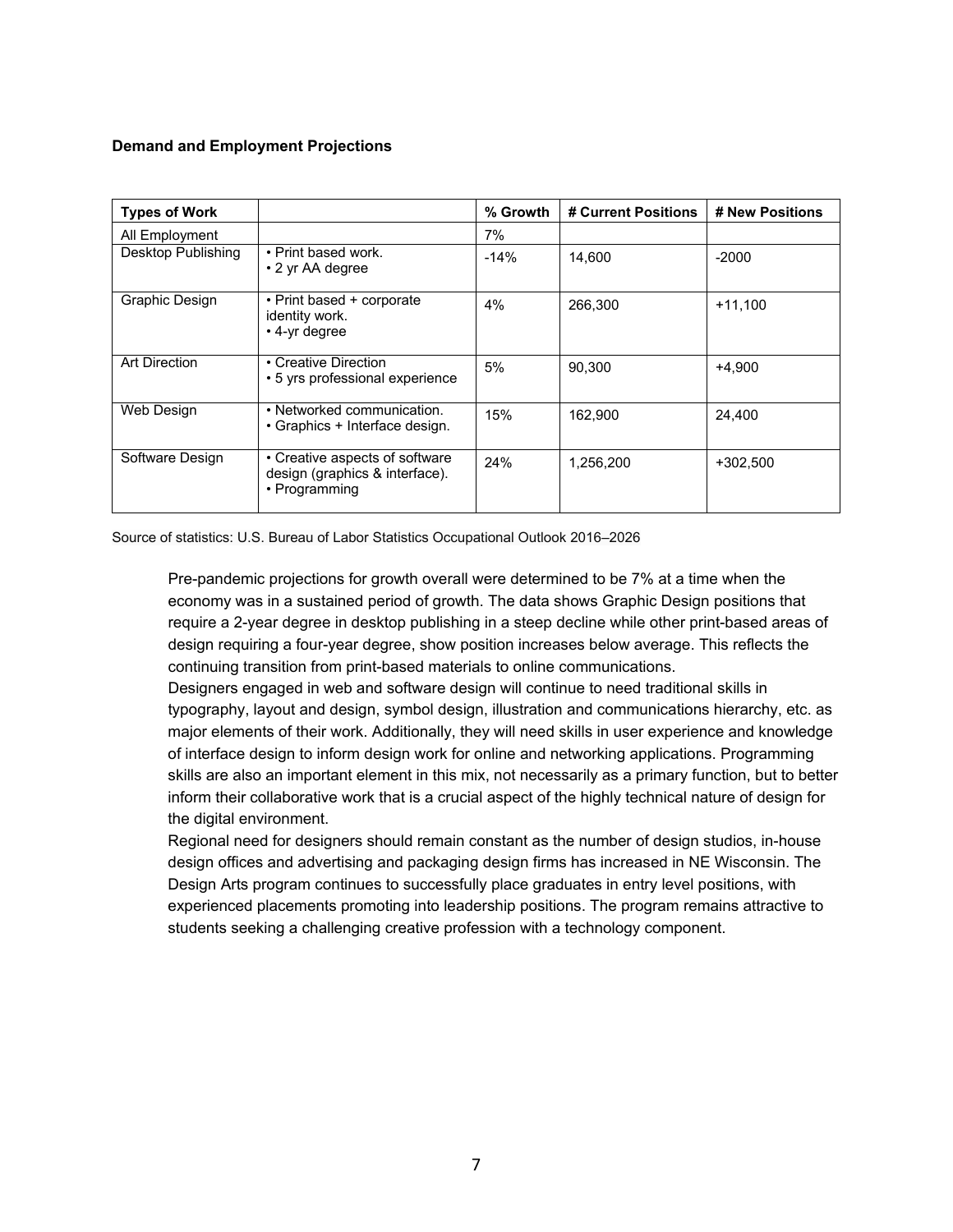**Demand and Employment Projections**

| Types of Work | | % Growth | # Current Positions | # New Positions |
|---|---|---|---|---|
| All Employment | | 7% | | |
| Desktop Publishing | • Print based work.<br>• 2 yr AA degree | -14% | 14,600 | -2000 |
| Graphic Design | • Print based + corporate identity work.<br>• 4-yr degree | 4% | 266,300 | +11,100 |
| Art Direction | • Creative Direction<br>• 5 yrs professional experience | 5% | 90,300 | +4,900 |
| Web Design | • Networked communication.<br>• Graphics + Interface design. | 15% | 162,900 | 24,400 |
| Software Design | • Creative aspects of software design (graphics & interface).<br>• Programming | 24% | 1,256,200 | +302,500 |

Source of statistics: U.S. Bureau of Labor Statistics Occupational Outlook 2016–2026

Pre-pandemic projections for growth overall were determined to be 7% at a time when the economy was in a sustained period of growth. The data shows Graphic Design positions that require a 2-year degree in desktop publishing in a steep decline while other print-based areas of design requiring a four-year degree, show position increases below average. This reflects the continuing transition from print-based materials to online communications.

Designers engaged in web and software design will continue to need traditional skills in typography, layout and design, symbol design, illustration and communications hierarchy, etc. as major elements of their work. Additionally, they will need skills in user experience and knowledge of interface design to inform design work for online and networking applications. Programming skills are also an important element in this mix, not necessarily as a primary function, but to better inform their collaborative work that is a crucial aspect of the highly technical nature of design for the digital environment.

Regional need for designers should remain constant as the number of design studios, in-house design offices and advertising and packaging design firms has increased in NE Wisconsin. The Design Arts program continues to successfully place graduates in entry level positions, with experienced placements promoting into leadership positions. The program remains attractive to students seeking a challenging creative profession with a technology component.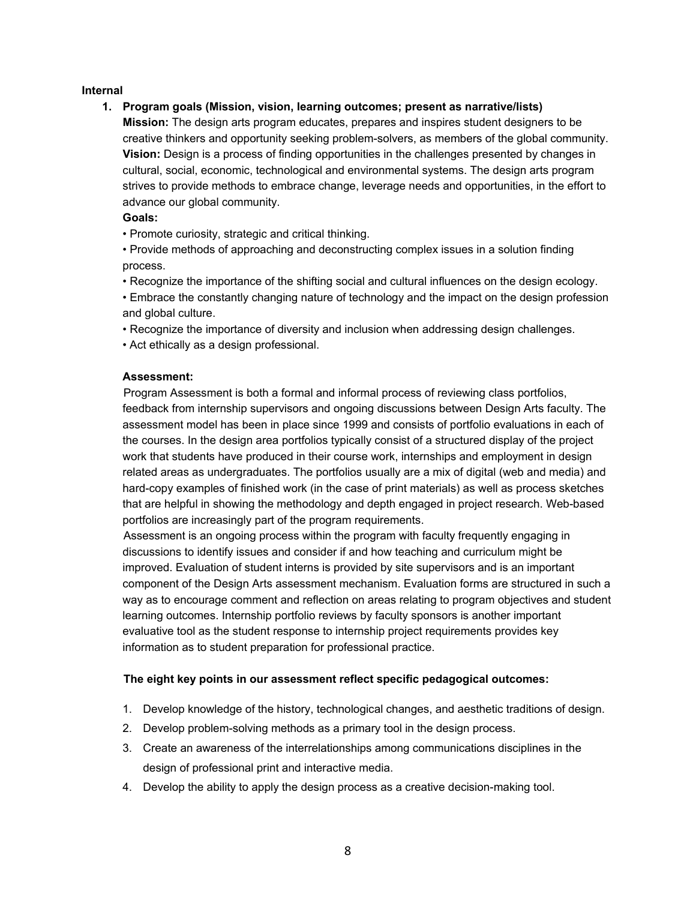**Internal**

1. **Program goals (Mission, vision, learning outcomes; present as narrative/lists)**

   **Mission:** The design arts program educates, prepares and inspires student designers to be creative thinkers and opportunity seeking problem-solvers, as members of the global community.

   **Vision:** Design is a process of finding opportunities in the challenges presented by changes in cultural, social, economic, technological and environmental systems. The design arts program strives to provide methods to embrace change, leverage needs and opportunities, in the effort to advance our global community.

   **Goals:**

   • Promote curiosity, strategic and critical thinking.

   • Provide methods of approaching and deconstructing complex issues in a solution finding process.

   • Recognize the importance of the shifting social and cultural influences on the design ecology.

   • Embrace the constantly changing nature of technology and the impact on the design profession and global culture.

   • Recognize the importance of diversity and inclusion when addressing design challenges.

   • Act ethically as a design professional.

   **Assessment:**

   Program Assessment is both a formal and informal process of reviewing class portfolios, feedback from internship supervisors and ongoing discussions between Design Arts faculty. The assessment model has been in place since 1999 and consists of portfolio evaluations in each of the courses. In the design area portfolios typically consist of a structured display of the project work that students have produced in their course work, internships and employment in design related areas as undergraduates. The portfolios usually are a mix of digital (web and media) and hard-copy examples of finished work (in the case of print materials) as well as process sketches that are helpful in showing the methodology and depth engaged in project research. Web-based portfolios are increasingly part of the program requirements.

   Assessment is an ongoing process within the program with faculty frequently engaging in discussions to identify issues and consider if and how teaching and curriculum might be improved. Evaluation of student interns is provided by site supervisors and is an important component of the Design Arts assessment mechanism. Evaluation forms are structured in such a way as to encourage comment and reflection on areas relating to program objectives and student learning outcomes. Internship portfolio reviews by faculty sponsors is another important evaluative tool as the student response to internship project requirements provides key information as to student preparation for professional practice.

   **The eight key points in our assessment reflect specific pedagogical outcomes:**

   1. Develop knowledge of the history, technological changes, and aesthetic traditions of design.
   2. Develop problem-solving methods as a primary tool in the design process.
   3. Create an awareness of the interrelationships among communications disciplines in the design of professional print and interactive media.
   4. Develop the ability to apply the design process as a creative decision-making tool.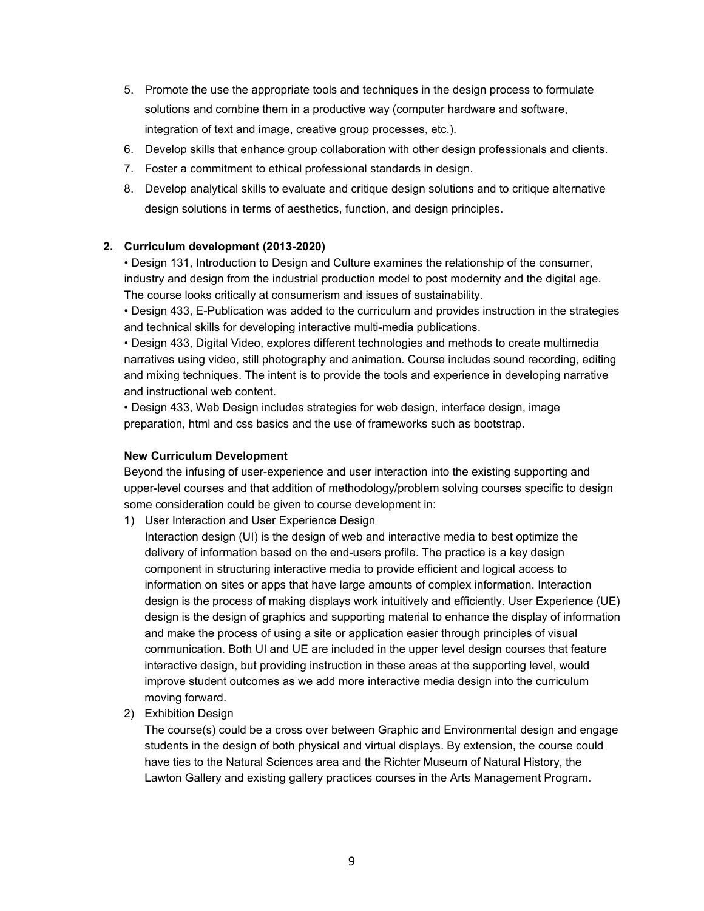5. Promote the use the appropriate tools and techniques in the design process to formulate solutions and combine them in a productive way (computer hardware and software, integration of text and image, creative group processes, etc.).
6. Develop skills that enhance group collaboration with other design professionals and clients.
7. Foster a commitment to ethical professional standards in design.
8. Develop analytical skills to evaluate and critique design solutions and to critique alternative design solutions in terms of aesthetics, function, and design principles.

**2. Curriculum development (2013-2020)**

• Design 131, Introduction to Design and Culture examines the relationship of the consumer, industry and design from the industrial production model to post modernity and the digital age. The course looks critically at consumerism and issues of sustainability.
• Design 433, E-Publication was added to the curriculum and provides instruction in the strategies and technical skills for developing interactive multi-media publications.
• Design 433, Digital Video, explores different technologies and methods to create multimedia narratives using video, still photography and animation. Course includes sound recording, editing and mixing techniques. The intent is to provide the tools and experience in developing narrative and instructional web content.
• Design 433, Web Design includes strategies for web design, interface design, image preparation, html and css basics and the use of frameworks such as bootstrap.

**New Curriculum Development**

Beyond the infusing of user-experience and user interaction into the existing supporting and upper-level courses and that addition of methodology/problem solving courses specific to design some consideration could be given to course development in:

1) User Interaction and User Experience Design
   Interaction design (UI) is the design of web and interactive media to best optimize the delivery of information based on the end-users profile. The practice is a key design component in structuring interactive media to provide efficient and logical access to information on sites or apps that have large amounts of complex information. Interaction design is the process of making displays work intuitively and efficiently. User Experience (UE) design is the design of graphics and supporting material to enhance the display of information and make the process of using a site or application easier through principles of visual communication. Both UI and UE are included in the upper level design courses that feature interactive design, but providing instruction in these areas at the supporting level, would improve student outcomes as we add more interactive media design into the curriculum moving forward.
2) Exhibition Design
   The course(s) could be a cross over between Graphic and Environmental design and engage students in the design of both physical and virtual displays. By extension, the course could have ties to the Natural Sciences area and the Richter Museum of Natural History, the Lawton Gallery and existing gallery practices courses in the Arts Management Program.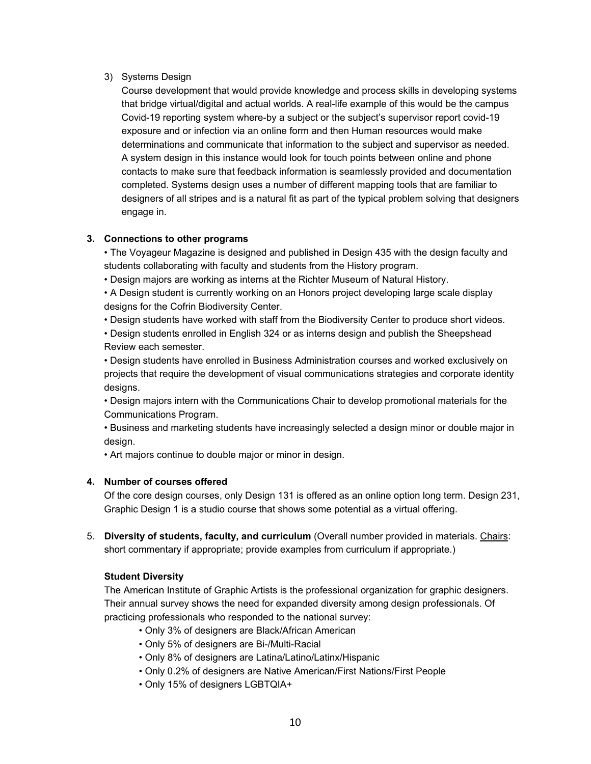3) Systems Design

Course development that would provide knowledge and process skills in developing systems that bridge virtual/digital and actual worlds. A real-life example of this would be the campus Covid-19 reporting system where-by a subject or the subject's supervisor report covid-19 exposure and or infection via an online form and then Human resources would make determinations and communicate that information to the subject and supervisor as needed. A system design in this instance would look for touch points between online and phone contacts to make sure that feedback information is seamlessly provided and documentation completed. Systems design uses a number of different mapping tools that are familiar to designers of all stripes and is a natural fit as part of the typical problem solving that designers engage in.

**3. Connections to other programs**

- The Voyageur Magazine is designed and published in Design 435 with the design faculty and students collaborating with faculty and students from the History program.
- Design majors are working as interns at the Richter Museum of Natural History.
- A Design student is currently working on an Honors project developing large scale display designs for the Cofrin Biodiversity Center.
- Design students have worked with staff from the Biodiversity Center to produce short videos.
- Design students enrolled in English 324 or as interns design and publish the Sheepshead Review each semester.
- Design students have enrolled in Business Administration courses and worked exclusively on projects that require the development of visual communications strategies and corporate identity designs.
- Design majors intern with the Communications Chair to develop promotional materials for the Communications Program.
- Business and marketing students have increasingly selected a design minor or double major in design.
- Art majors continue to double major or minor in design.

**4. Number of courses offered**

Of the core design courses, only Design 131 is offered as an online option long term. Design 231, Graphic Design 1 is a studio course that shows some potential as a virtual offering.

5. **Diversity of students, faculty, and curriculum** (Overall number provided in materials. Chairs: short commentary if appropriate; provide examples from curriculum if appropriate.)

**Student Diversity**

The American Institute of Graphic Artists is the professional organization for graphic designers. Their annual survey shows the need for expanded diversity among design professionals. Of practicing professionals who responded to the national survey:

- Only 3% of designers are Black/African American
- Only 5% of designers are Bi-/Multi-Racial
- Only 8% of designers are Latina/Latino/Latinx/Hispanic
- Only 0.2% of designers are Native American/First Nations/First People
- Only 15% of designers LGBTQIA+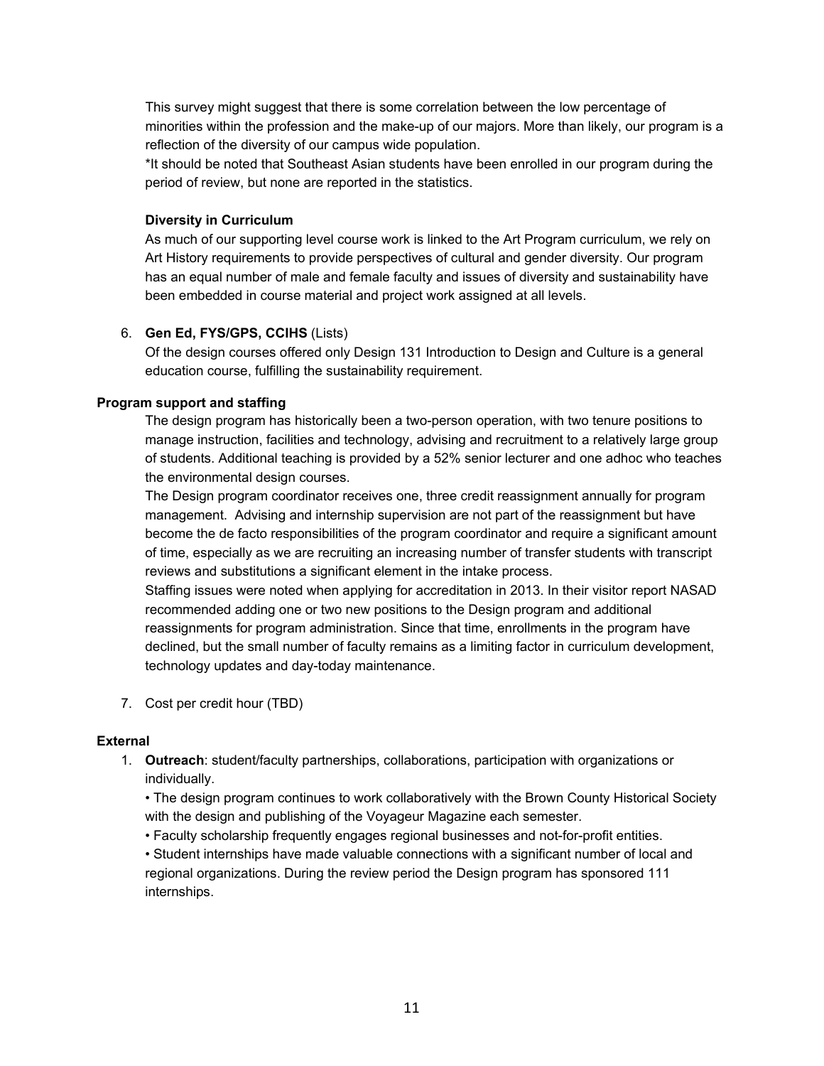This survey might suggest that there is some correlation between the low percentage of minorities within the profession and the make-up of our majors. More than likely, our program is a reflection of the diversity of our campus wide population.

*It should be noted that Southeast Asian students have been enrolled in our program during the period of review, but none are reported in the statistics.

**Diversity in Curriculum**

As much of our supporting level course work is linked to the Art Program curriculum, we rely on Art History requirements to provide perspectives of cultural and gender diversity. Our program has an equal number of male and female faculty and issues of diversity and sustainability have been embedded in course material and project work assigned at all levels.

6. **Gen Ed, FYS/GPS, CCIHS** (Lists)

   Of the design courses offered only Design 131 Introduction to Design and Culture is a general education course, fulfilling the sustainability requirement.

**Program support and staffing**

The design program has historically been a two-person operation, with two tenure positions to manage instruction, facilities and technology, advising and recruitment to a relatively large group of students. Additional teaching is provided by a 52% senior lecturer and one adhoc who teaches the environmental design courses.

The Design program coordinator receives one, three credit reassignment annually for program management. Advising and internship supervision are not part of the reassignment but have become the de facto responsibilities of the program coordinator and require a significant amount of time, especially as we are recruiting an increasing number of transfer students with transcript reviews and substitutions a significant element in the intake process.

Staffing issues were noted when applying for accreditation in 2013. In their visitor report NASAD recommended adding one or two new positions to the Design program and additional reassignments for program administration. Since that time, enrollments in the program have declined, but the small number of faculty remains as a limiting factor in curriculum development, technology updates and day-today maintenance.

7. Cost per credit hour (TBD)

**External**

1. **Outreach**: student/faculty partnerships, collaborations, participation with organizations or individually.

   • The design program continues to work collaboratively with the Brown County Historical Society with the design and publishing of the Voyageur Magazine each semester.

   • Faculty scholarship frequently engages regional businesses and not-for-profit entities.

   • Student internships have made valuable connections with a significant number of local and regional organizations. During the review period the Design program has sponsored 111 internships.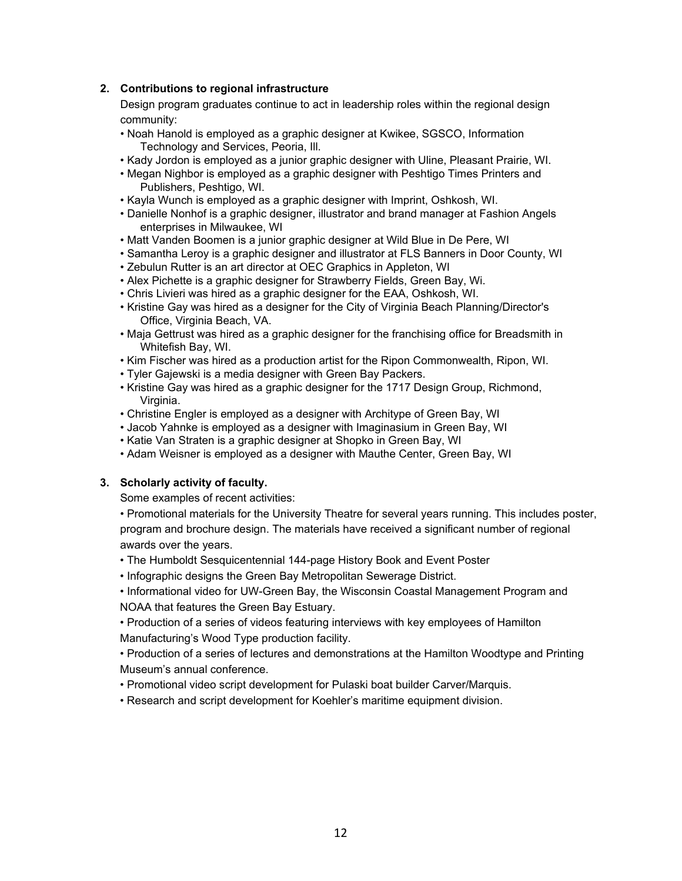2. **Contributions to regional infrastructure**

   Design program graduates continue to act in leadership roles within the regional design community:

   - Noah Hanold is employed as a graphic designer at Kwikee, SGSCO, Information Technology and Services, Peoria, Ill.
   - Kady Jordon is employed as a junior graphic designer with Uline, Pleasant Prairie, WI.
   - Megan Nighbor is employed as a graphic designer with Peshtigo Times Printers and Publishers, Peshtigo, WI.
   - Kayla Wunch is employed as a graphic designer with Imprint, Oshkosh, WI.
   - Danielle Nonhof is a graphic designer, illustrator and brand manager at Fashion Angels enterprises in Milwaukee, WI
   - Matt Vanden Boomen is a junior graphic designer at Wild Blue in De Pere, WI
   - Samantha Leroy is a graphic designer and illustrator at FLS Banners in Door County, WI
   - Zebulun Rutter is an art director at OEC Graphics in Appleton, WI
   - Alex Pichette is a graphic designer for Strawberry Fields, Green Bay, Wi.
   - Chris Livieri was hired as a graphic designer for the EAA, Oshkosh, WI.
   - Kristine Gay was hired as a designer for the City of Virginia Beach Planning/Director's Office, Virginia Beach, VA.
   - Maja Gettrust was hired as a graphic designer for the franchising office for Breadsmith in Whitefish Bay, WI.
   - Kim Fischer was hired as a production artist for the Ripon Commonwealth, Ripon, WI.
   - Tyler Gajewski is a media designer with Green Bay Packers.
   - Kristine Gay was hired as a graphic designer for the 1717 Design Group, Richmond, Virginia.
   - Christine Engler is employed as a designer with Architype of Green Bay, WI
   - Jacob Yahnke is employed as a designer with Imaginasium in Green Bay, WI
   - Katie Van Straten is a graphic designer at Shopko in Green Bay, WI
   - Adam Weisner is employed as a designer with Mauthe Center, Green Bay, WI

3. **Scholarly activity of faculty.**

   Some examples of recent activities:

   - Promotional materials for the University Theatre for several years running. This includes poster, program and brochure design. The materials have received a significant number of regional awards over the years.
   - The Humboldt Sesquicentennial 144-page History Book and Event Poster
   - Infographic designs the Green Bay Metropolitan Sewerage District.
   - Informational video for UW-Green Bay, the Wisconsin Coastal Management Program and NOAA that features the Green Bay Estuary.
   - Production of a series of videos featuring interviews with key employees of Hamilton Manufacturing's Wood Type production facility.
   - Production of a series of lectures and demonstrations at the Hamilton Woodtype and Printing Museum's annual conference.
   - Promotional video script development for Pulaski boat builder Carver/Marquis.
   - Research and script development for Koehler's maritime equipment division.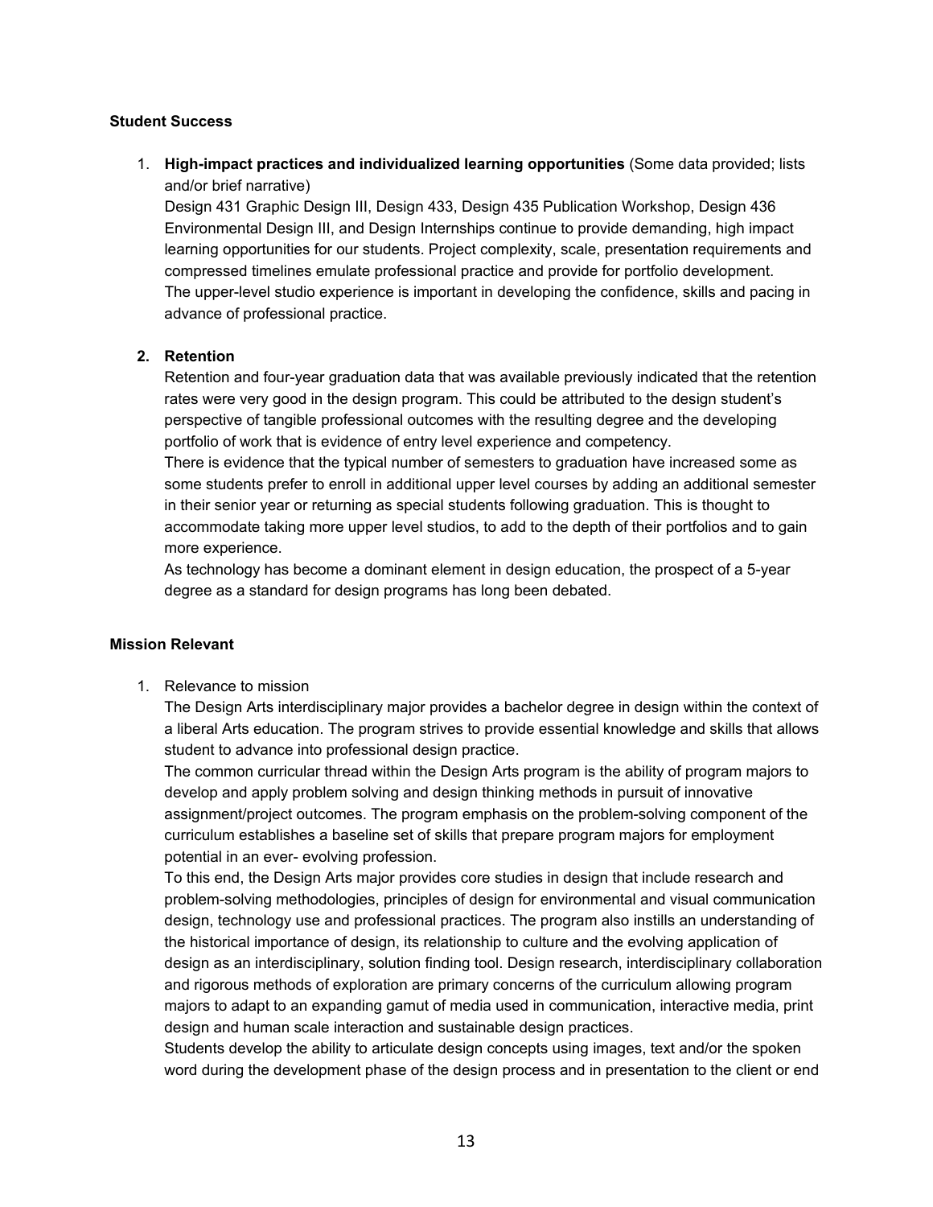**Student Success**

1. **High-impact practices and individualized learning opportunities** (Some data provided; lists and/or brief narrative)
   Design 431 Graphic Design III, Design 433, Design 435 Publication Workshop, Design 436 Environmental Design III, and Design Internships continue to provide demanding, high impact learning opportunities for our students. Project complexity, scale, presentation requirements and compressed timelines emulate professional practice and provide for portfolio development.
   The upper-level studio experience is important in developing the confidence, skills and pacing in advance of professional practice.

2. **Retention**
   Retention and four-year graduation data that was available previously indicated that the retention rates were very good in the design program. This could be attributed to the design student's perspective of tangible professional outcomes with the resulting degree and the developing portfolio of work that is evidence of entry level experience and competency.
   There is evidence that the typical number of semesters to graduation have increased some as some students prefer to enroll in additional upper level courses by adding an additional semester in their senior year or returning as special students following graduation. This is thought to accommodate taking more upper level studios, to add to the depth of their portfolios and to gain more experience.
   As technology has become a dominant element in design education, the prospect of a 5-year degree as a standard for design programs has long been debated.

**Mission Relevant**

1. Relevance to mission
   The Design Arts interdisciplinary major provides a bachelor degree in design within the context of a liberal Arts education. The program strives to provide essential knowledge and skills that allows student to advance into professional design practice.
   The common curricular thread within the Design Arts program is the ability of program majors to develop and apply problem solving and design thinking methods in pursuit of innovative assignment/project outcomes. The program emphasis on the problem-solving component of the curriculum establishes a baseline set of skills that prepare program majors for employment potential in an ever- evolving profession.
   To this end, the Design Arts major provides core studies in design that include research and problem-solving methodologies, principles of design for environmental and visual communication design, technology use and professional practices. The program also instills an understanding of the historical importance of design, its relationship to culture and the evolving application of design as an interdisciplinary, solution finding tool. Design research, interdisciplinary collaboration and rigorous methods of exploration are primary concerns of the curriculum allowing program majors to adapt to an expanding gamut of media used in communication, interactive media, print design and human scale interaction and sustainable design practices.
   Students develop the ability to articulate design concepts using images, text and/or the spoken word during the development phase of the design process and in presentation to the client or end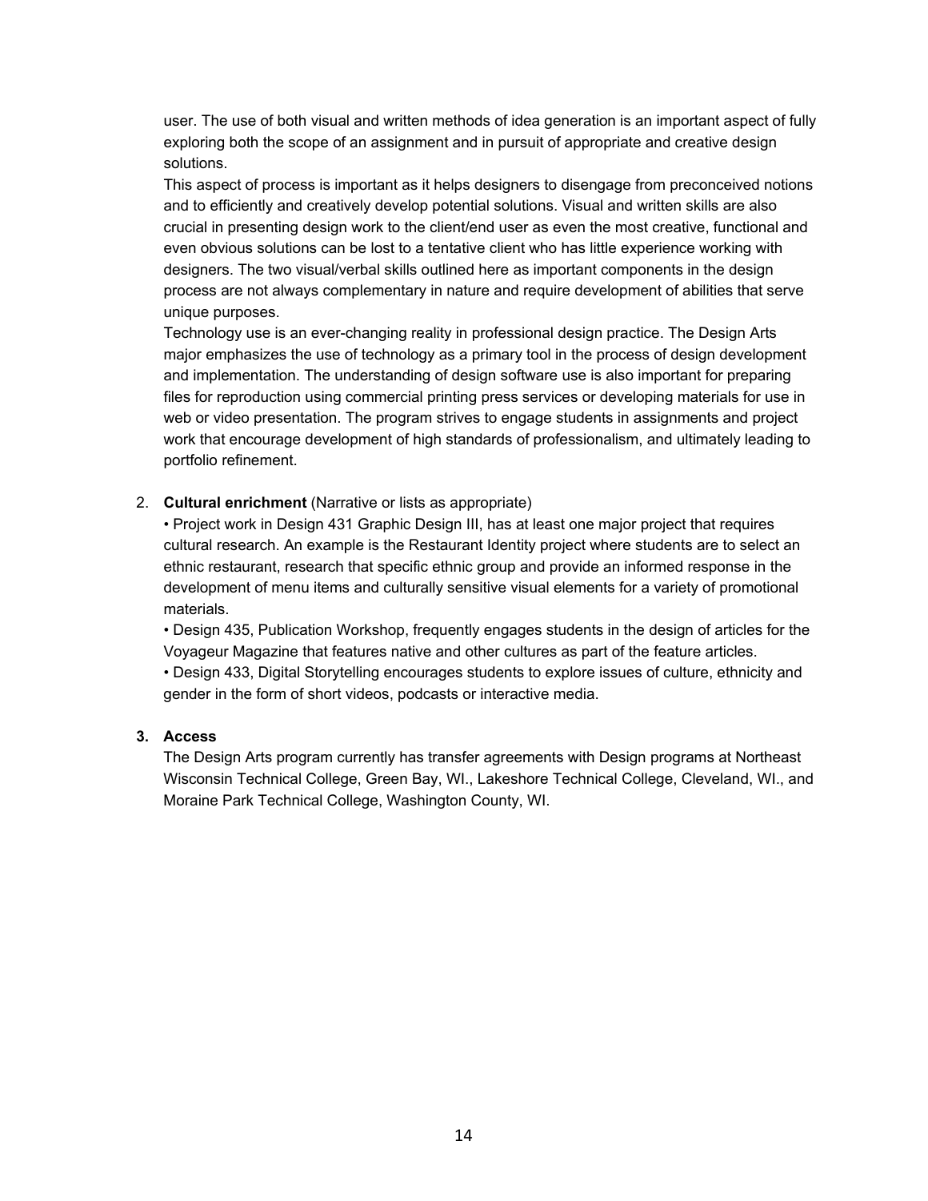user. The use of both visual and written methods of idea generation is an important aspect of fully exploring both the scope of an assignment and in pursuit of appropriate and creative design solutions.

This aspect of process is important as it helps designers to disengage from preconceived notions and to efficiently and creatively develop potential solutions. Visual and written skills are also crucial in presenting design work to the client/end user as even the most creative, functional and even obvious solutions can be lost to a tentative client who has little experience working with designers. The two visual/verbal skills outlined here as important components in the design process are not always complementary in nature and require development of abilities that serve unique purposes.

Technology use is an ever-changing reality in professional design practice. The Design Arts major emphasizes the use of technology as a primary tool in the process of design development and implementation. The understanding of design software use is also important for preparing files for reproduction using commercial printing press services or developing materials for use in web or video presentation. The program strives to engage students in assignments and project work that encourage development of high standards of professionalism, and ultimately leading to portfolio refinement.

2. **Cultural enrichment** (Narrative or lists as appropriate)

   • Project work in Design 431 Graphic Design III, has at least one major project that requires cultural research. An example is the Restaurant Identity project where students are to select an ethnic restaurant, research that specific ethnic group and provide an informed response in the development of menu items and culturally sensitive visual elements for a variety of promotional materials.

   • Design 435, Publication Workshop, frequently engages students in the design of articles for the Voyageur Magazine that features native and other cultures as part of the feature articles.

   • Design 433, Digital Storytelling encourages students to explore issues of culture, ethnicity and gender in the form of short videos, podcasts or interactive media.

3. **Access**

   The Design Arts program currently has transfer agreements with Design programs at Northeast Wisconsin Technical College, Green Bay, WI., Lakeshore Technical College, Cleveland, WI., and Moraine Park Technical College, Washington County, WI.